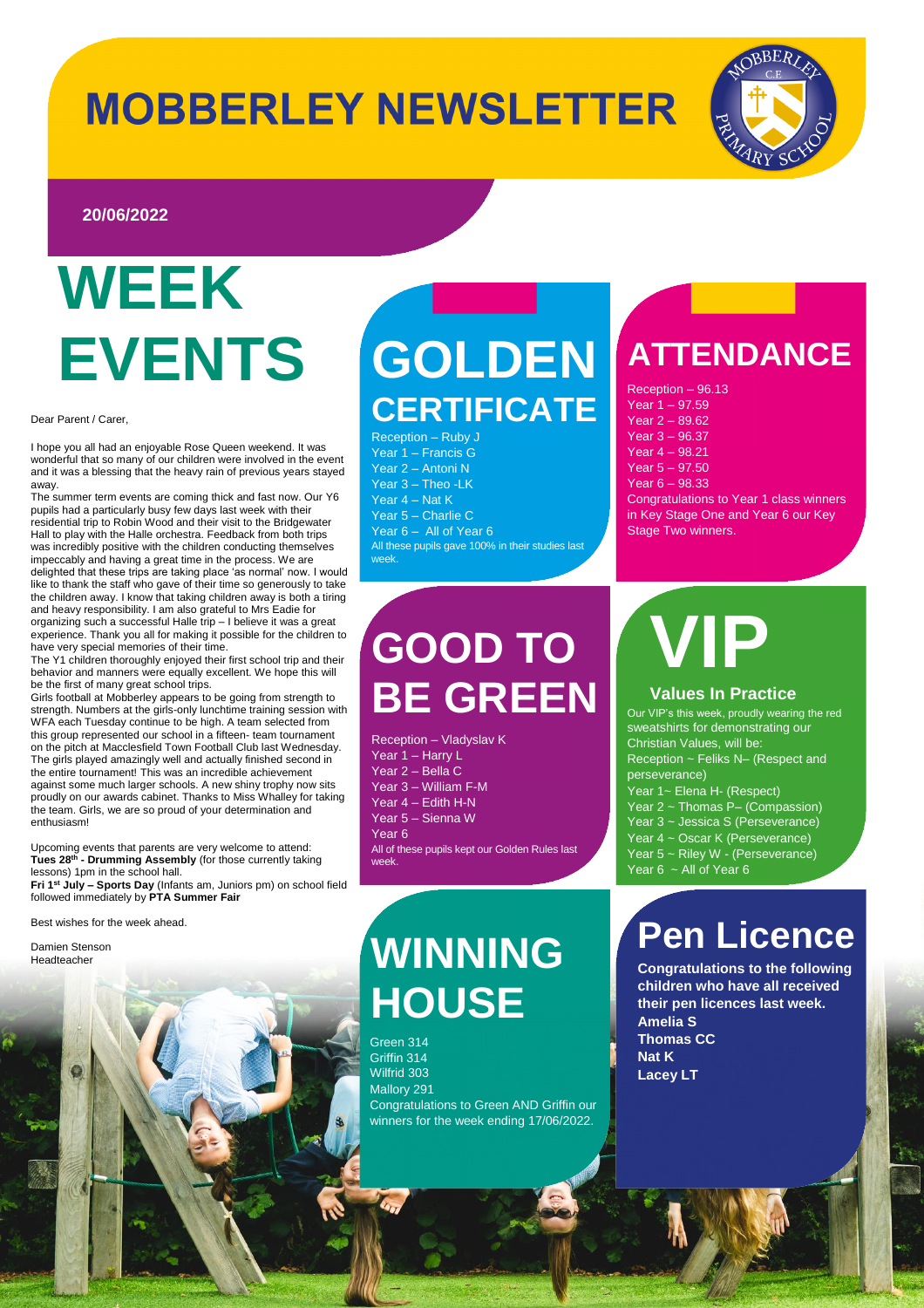# MOBBERLEY NEWSLETTER

**20/06/2022**

# WEEK EVENTS

Dear Parent / Carer,

I hope you all had an enjoyable Rose Queen weekend. It was wonderful that so many of our children were involved in the event and it was a blessing that the heavy rain of previous years stayed away.

The summer term events are coming thick and fast now. Our Y6 pupils had a particularly busy few days last week with their residential trip to Robin Wood and their visit to the Bridgewater Hall to play with the Halle orchestra. Feedback from both trips was incredibly positive with the children conducting themselves impeccably and having a great time in the process. We are delighted that these trips are taking place 'as normal' now. I would like to thank the staff who gave of their time so generously to take the children away. I know that taking children away is both a tiring and heavy responsibility. I am also grateful to Mrs Eadie for organizing such a successful Halle trip – I believe it was a great experience. Thank you all for making it possible for the children to have very special memories of their time.

The Y1 children thoroughly enjoyed their first school trip and their behavior and manners were equally excellent. We hope this will be the first of many great school trips.

Girls football at Mobberley appears to be going from strength to strength. Numbers at the girls-only lunchtime training session with WFA each Tuesday continue to be high. A team selected from this group represented our school in a fifteen- team tournament on the pitch at Macclesfield Town Football Club last Wednesday. The girls played amazingly well and actually finished second in the entire tournament! This was an incredible achievement against some much larger schools. A new shiny trophy now sits proudly on our awards cabinet. Thanks to Miss Whalley for taking the team. Girls, we are so proud of your determination and enthusiasm!

Upcoming events that parents are very welcome to attend:

**Tues 28th - Drumming Assembly** (for those currently taking lessons) 1pm in the school hall.

**Fri 1st July – Sports Day** (Infants am, Juniors pm) on school field followed immediately by **PTA Summer Fair**

Best wishes for the week ahead.

Damien Stenson
Headteacher

# GOLDEN CERTIFICATE

Reception – Ruby J
Year 1 – Francis G
Year 2 – Antoni N
Year 3 – Theo -LK
Year 4 – Nat K
Year 5 – Charlie C
Year 6 – All of Year 6

All these pupils gave 100% in their studies last week.

# ATTENDANCE

Reception – 96.13
Year 1 – 97.59
Year 2 – 89.62
Year 3 – 96.37
Year 4 – 98.21
Year 5 – 97.50
Year 6 – 98.33

Congratulations to Year 1 class winners in Key Stage One and Year 6 our Key Stage Two winners.

# GOOD TO BE GREEN

Reception – Vladyslav K
Year 1 – Harry L
Year 2 – Bella C
Year 3 – William F-M
Year 4 – Edith H-N
Year 5 – Sienna W
Year 6

All of these pupils kept our Golden Rules last week.

# VIP

### Values In Practice

Our VIP's this week, proudly wearing the red sweatshirts for demonstrating our Christian Values, will be:

Reception ~ Feliks N– (Respect and perseverance)
Year 1~ Elena H- (Respect)
Year 2 ~ Thomas P– (Compassion)
Year 3 ~ Jessica S (Perseverance)
Year 4 ~ Oscar K (Perseverance)
Year 5 ~ Riley W - (Perseverance)
Year 6 ~ All of Year 6

# WINNING HOUSE

Green 314
Griffin 314
Wilfrid 303
Mallory 291

Congratulations to Green AND Griffin our winners for the week ending 17/06/2022.

# Pen Licence

**Congratulations to the following children who have all received their pen licences last week.**

**Amelia S**
**Thomas CC**
**Nat K**
**Lacey LT**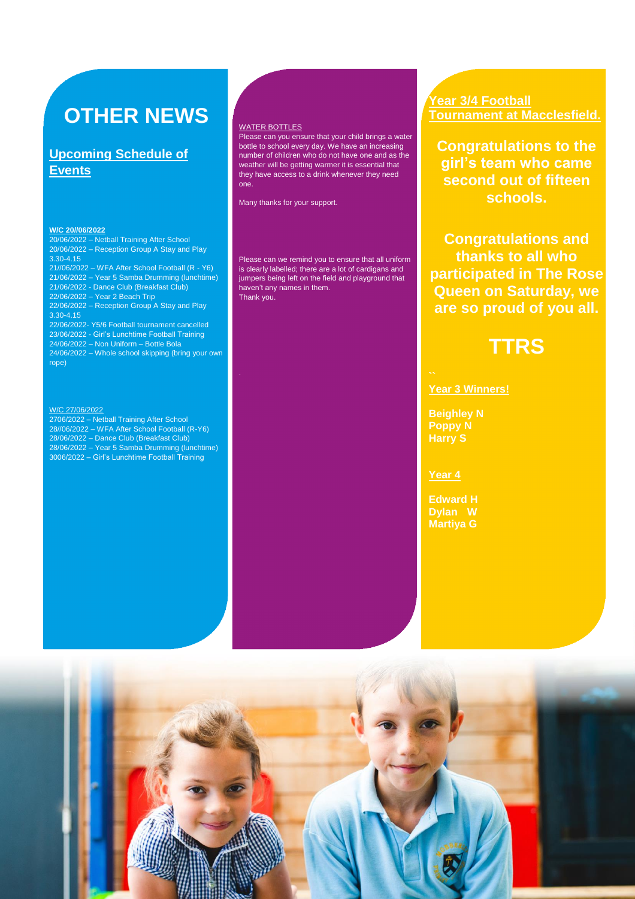# OTHER NEWS

## Upcoming Schedule of Events

**W/C 20//06/2022**

20/06/2022 – Netball Training After School
20/06/2022 – Reception Group A Stay and Play 3.30-4.15
21//06/2022 – WFA After School Football (R - Y6)
21/06/2022 – Year 5 Samba Drumming (lunchtime)
21/06/2022 - Dance Club (Breakfast Club)
22/06/2022 – Year 2 Beach Trip
22/06/2022 – Reception Group A Stay and Play 3.30-4.15
22/06/2022- Y5/6 Football tournament cancelled
23/06/2022 - Girl's Lunchtime Football Training
24/06/2022 – Non Uniform – Bottle Bola
24/06/2022 – Whole school skipping (bring your own rope)

W/C 27/06/2022

2706/2022 – Netball Training After School
28//06/2022 – WFA After School Football (R-Y6)
28/06/2022 – Dance Club (Breakfast Club)
28/06/2022 – Year 5 Samba Drumming (lunchtime)
3006/2022 – Girl's Lunchtime Football Training

WATER BOTTLES

Please can you ensure that your child brings a water bottle to school every day. We have an increasing number of children who do not have one and as the weather will be getting warmer it is essential that they have access to a drink whenever they need one.

Many thanks for your support.

Please can we remind you to ensure that all uniform is clearly labelled; there are a lot of cardigans and jumpers being left on the field and playground that haven't any names in them.
Thank you.

## Year 3/4 Football Tournament at Macclesfield.

**Congratulations to the girl's team who came second out of fifteen schools.**

**Congratulations and thanks to all who participated in The Rose Queen on Saturday, we are so proud of you all.**

# TTRS

**Year 3 Winners!**

**Beighley N**
**Poppy N**
**Harry S**

**Year 4**

**Edward H**
**Dylan W**
**Martiya G**